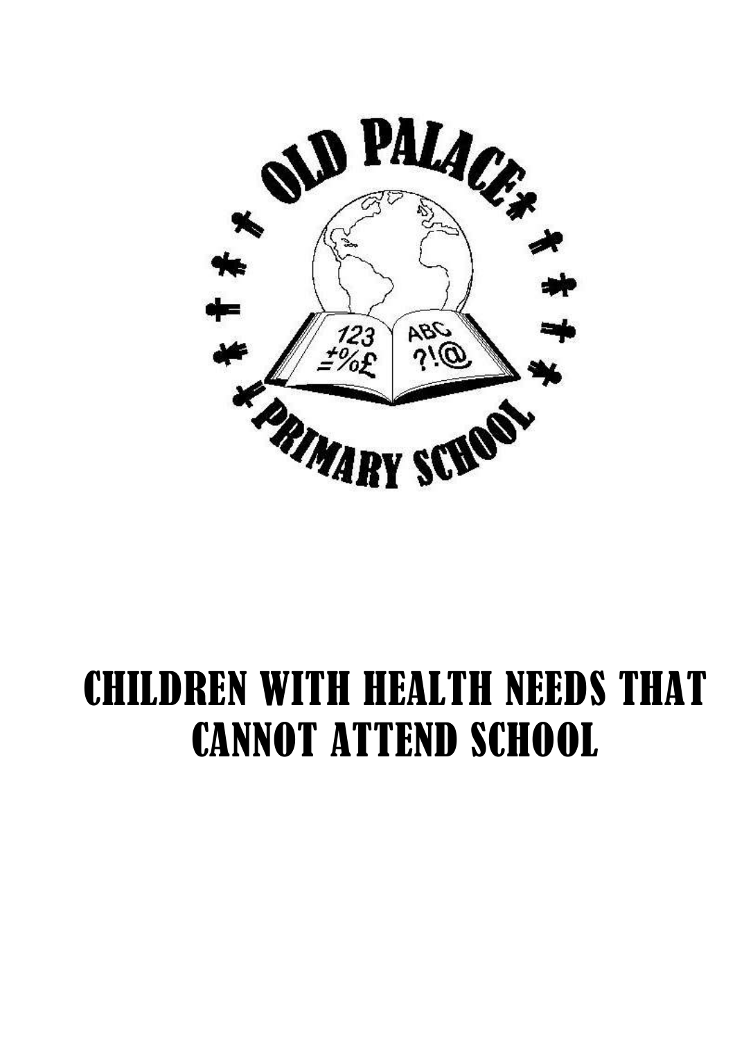# CHILDREN WITH HEALTH NEEDS THAT CANNOT ATTEND SCHOOL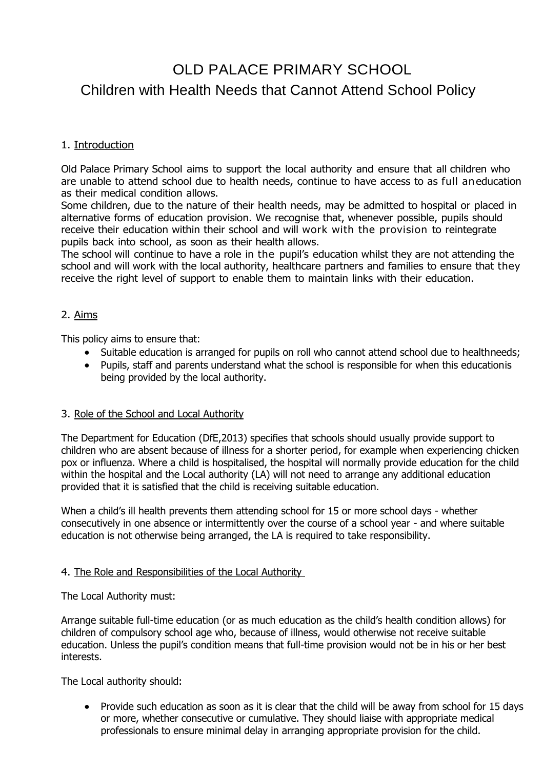# OLD PALACE PRIMARY SCHOOL

## Children with Health Needs that Cannot Attend School Policy

### 1. Introduction

Old Palace Primary School aims to support the local authority and ensure that all children who are unable to attend school due to health needs, continue to have access to as full an education as their medical condition allows.

Some children, due to the nature of their health needs, may be admitted to hospital or placed in alternative forms of education provision. We recognise that, whenever possible, pupils should receive their education within their school and will work with the provision to reintegrate pupils back into school, as soon as their health allows.

The school will continue to have a role in the pupil's education whilst they are not attending the school and will work with the local authority, healthcare partners and families to ensure that they receive the right level of support to enable them to maintain links with their education.

### 2. Aims

This policy aims to ensure that:

- Suitable education is arranged for pupils on roll who cannot attend school due to health needs;
- Pupils, staff and parents understand what the school is responsible for when this education is being provided by the local authority.

### 3. Role of the School and Local Authority

The Department for Education (DfE,2013) specifies that schools should usually provide support to children who are absent because of illness for a shorter period, for example when experiencing chicken pox or influenza. Where a child is hospitalised, the hospital will normally provide education for the child within the hospital and the Local authority (LA) will not need to arrange any additional education provided that it is satisfied that the child is receiving suitable education.

When a child's ill health prevents them attending school for 15 or more school days - whether consecutively in one absence or intermittently over the course of a school year - and where suitable education is not otherwise being arranged, the LA is required to take responsibility.

### 4. The Role and Responsibilities of the Local Authority

The Local Authority must:

Arrange suitable full-time education (or as much education as the child's health condition allows) for children of compulsory school age who, because of illness, would otherwise not receive suitable education. Unless the pupil's condition means that full-time provision would not be in his or her best interests.

The Local authority should:

- Provide such education as soon as it is clear that the child will be away from school for 15 days or more, whether consecutive or cumulative. They should liaise with appropriate medical professionals to ensure minimal delay in arranging appropriate provision for the child.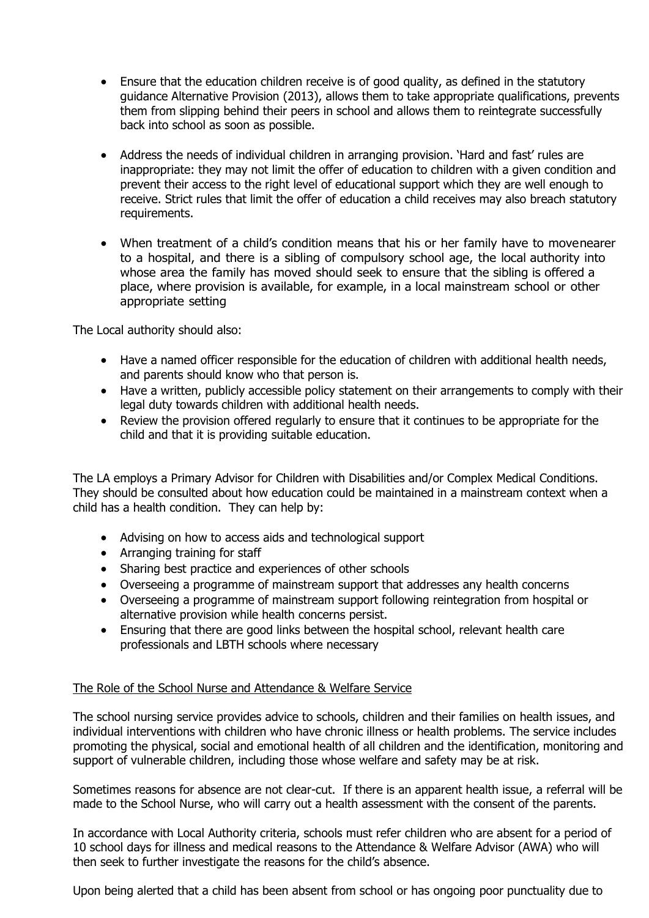- Ensure that the education children receive is of good quality, as defined in the statutory guidance Alternative Provision (2013), allows them to take appropriate qualifications, prevents them from slipping behind their peers in school and allows them to reintegrate successfully back into school as soon as possible.

- Address the needs of individual children in arranging provision. 'Hard and fast' rules are inappropriate: they may not limit the offer of education to children with a given condition and prevent their access to the right level of educational support which they are well enough to receive. Strict rules that limit the offer of education a child receives may also breach statutory requirements.

- When treatment of a child's condition means that his or her family have to movenearer to a hospital, and there is a sibling of compulsory school age, the local authority into whose area the family has moved should seek to ensure that the sibling is offered a place, where provision is available, for example, in a local mainstream school or other appropriate setting

The Local authority should also:

- Have a named officer responsible for the education of children with additional health needs, and parents should know who that person is.
- Have a written, publicly accessible policy statement on their arrangements to comply with their legal duty towards children with additional health needs.
- Review the provision offered regularly to ensure that it continues to be appropriate for the child and that it is providing suitable education.

The LA employs a Primary Advisor for Children with Disabilities and/or Complex Medical Conditions. They should be consulted about how education could be maintained in a mainstream context when a child has a health condition. They can help by:

- Advising on how to access aids and technological support
- Arranging training for staff
- Sharing best practice and experiences of other schools
- Overseeing a programme of mainstream support that addresses any health concerns
- Overseeing a programme of mainstream support following reintegration from hospital or alternative provision while health concerns persist.
- Ensuring that there are good links between the hospital school, relevant health care professionals and LBTH schools where necessary

<u>The Role of the School Nurse and Attendance & Welfare Service</u>

The school nursing service provides advice to schools, children and their families on health issues, and individual interventions with children who have chronic illness or health problems. The service includes promoting the physical, social and emotional health of all children and the identification, monitoring and support of vulnerable children, including those whose welfare and safety may be at risk.

Sometimes reasons for absence are not clear-cut. If there is an apparent health issue, a referral will be made to the School Nurse, who will carry out a health assessment with the consent of the parents.

In accordance with Local Authority criteria, schools must refer children who are absent for a period of 10 school days for illness and medical reasons to the Attendance & Welfare Advisor (AWA) who will then seek to further investigate the reasons for the child's absence.

Upon being alerted that a child has been absent from school or has ongoing poor punctuality due to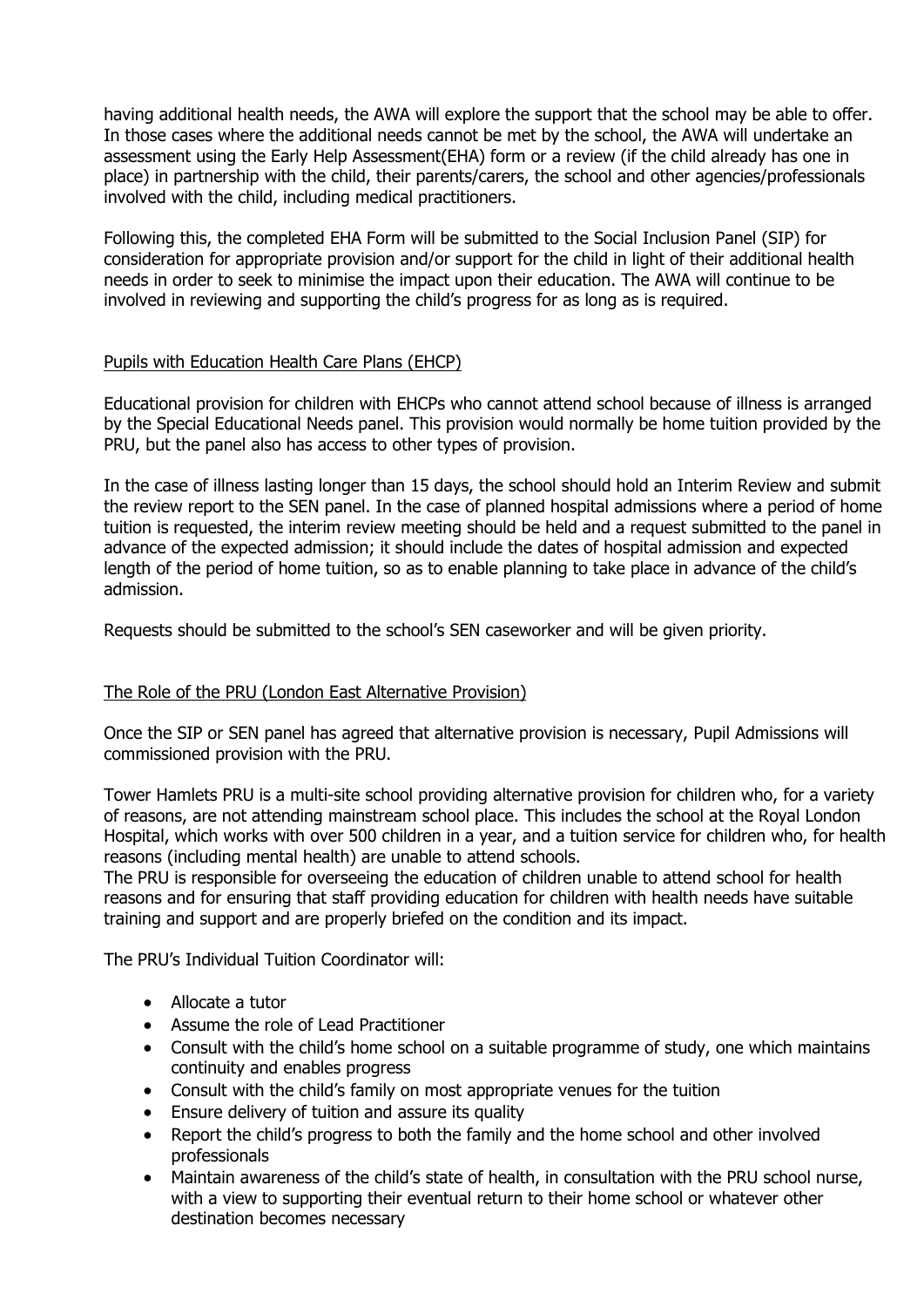having additional health needs, the AWA will explore the support that the school may be able to offer. In those cases where the additional needs cannot be met by the school, the AWA will undertake an assessment using the Early Help Assessment(EHA) form or a review (if the child already has one in place) in partnership with the child, their parents/carers, the school and other agencies/professionals involved with the child, including medical practitioners.

Following this, the completed EHA Form will be submitted to the Social Inclusion Panel (SIP) for consideration for appropriate provision and/or support for the child in light of their additional health needs in order to seek to minimise the impact upon their education. The AWA will continue to be involved in reviewing and supporting the child's progress for as long as is required.

## Pupils with Education Health Care Plans (EHCP)

Educational provision for children with EHCPs who cannot attend school because of illness is arranged by the Special Educational Needs panel. This provision would normally be home tuition provided by the PRU, but the panel also has access to other types of provision.

In the case of illness lasting longer than 15 days, the school should hold an Interim Review and submit the review report to the SEN panel. In the case of planned hospital admissions where a period of home tuition is requested, the interim review meeting should be held and a request submitted to the panel in advance of the expected admission; it should include the dates of hospital admission and expected length of the period of home tuition, so as to enable planning to take place in advance of the child's admission.

Requests should be submitted to the school's SEN caseworker and will be given priority.

## The Role of the PRU (London East Alternative Provision)

Once the SIP or SEN panel has agreed that alternative provision is necessary, Pupil Admissions will commissioned provision with the PRU.

Tower Hamlets PRU is a multi-site school providing alternative provision for children who, for a variety of reasons, are not attending mainstream school place. This includes the school at the Royal London Hospital, which works with over 500 children in a year, and a tuition service for children who, for health reasons (including mental health) are unable to attend schools.
The PRU is responsible for overseeing the education of children unable to attend school for health reasons and for ensuring that staff providing education for children with health needs have suitable training and support and are properly briefed on the condition and its impact.

The PRU's Individual Tuition Coordinator will:

- Allocate a tutor
- Assume the role of Lead Practitioner
- Consult with the child's home school on a suitable programme of study, one which maintains continuity and enables progress
- Consult with the child's family on most appropriate venues for the tuition
- Ensure delivery of tuition and assure its quality
- Report the child's progress to both the family and the home school and other involved professionals
- Maintain awareness of the child's state of health, in consultation with the PRU school nurse, with a view to supporting their eventual return to their home school or whatever other destination becomes necessary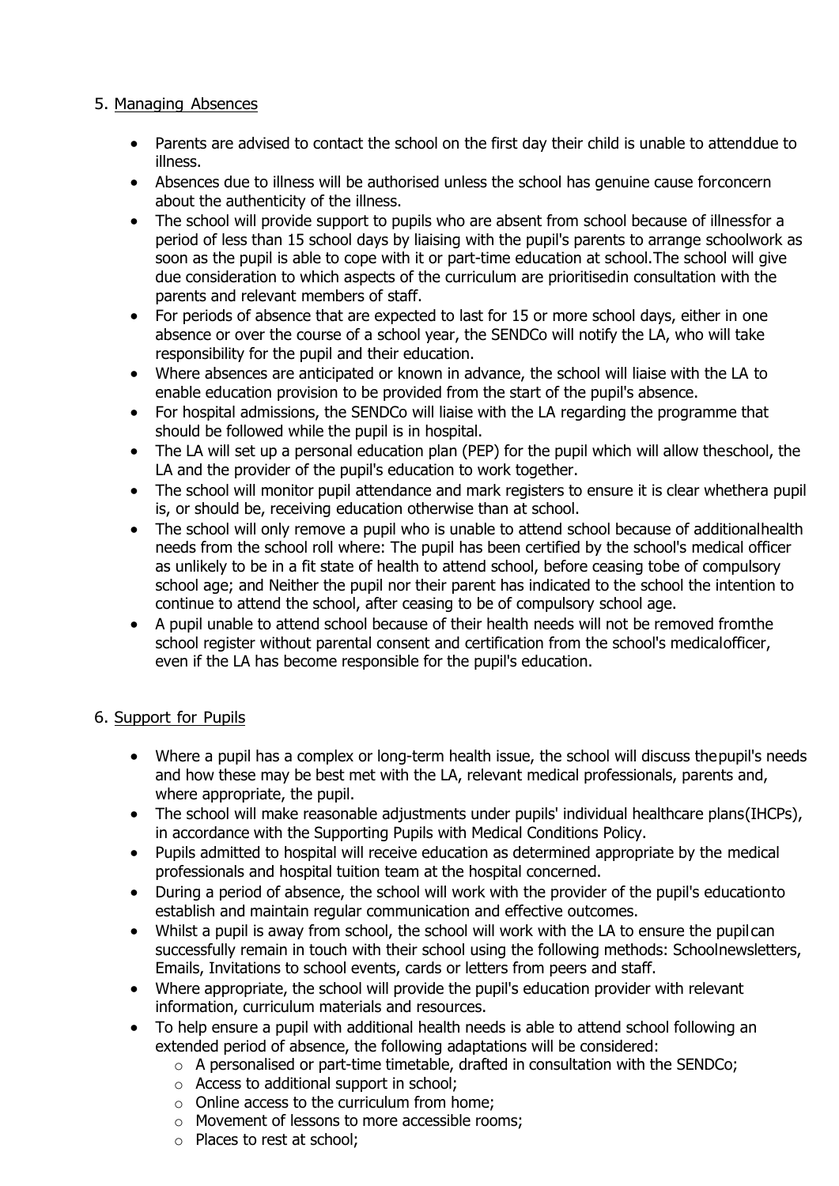## 5. Managing Absences

- Parents are advised to contact the school on the first day their child is unable to attenddue to illness.
- Absences due to illness will be authorised unless the school has genuine cause forconcern about the authenticity of the illness.
- The school will provide support to pupils who are absent from school because of illnessfor a period of less than 15 school days by liaising with the pupil's parents to arrange schoolwork as soon as the pupil is able to cope with it or part-time education at school.The school will give due consideration to which aspects of the curriculum are prioritisedin consultation with the parents and relevant members of staff.
- For periods of absence that are expected to last for 15 or more school days, either in one absence or over the course of a school year, the SENDCo will notify the LA, who will take responsibility for the pupil and their education.
- Where absences are anticipated or known in advance, the school will liaise with the LA to enable education provision to be provided from the start of the pupil's absence.
- For hospital admissions, the SENDCo will liaise with the LA regarding the programme that should be followed while the pupil is in hospital.
- The LA will set up a personal education plan (PEP) for the pupil which will allow theschool, the LA and the provider of the pupil's education to work together.
- The school will monitor pupil attendance and mark registers to ensure it is clear whethera pupil is, or should be, receiving education otherwise than at school.
- The school will only remove a pupil who is unable to attend school because of additionalhealth needs from the school roll where: The pupil has been certified by the school's medical officer as unlikely to be in a fit state of health to attend school, before ceasing tobe of compulsory school age; and Neither the pupil nor their parent has indicated to the school the intention to continue to attend the school, after ceasing to be of compulsory school age.
- A pupil unable to attend school because of their health needs will not be removed fromthe school register without parental consent and certification from the school's medicalofficer, even if the LA has become responsible for the pupil's education.

## 6. Support for Pupils

- Where a pupil has a complex or long-term health issue, the school will discuss thepupil's needs and how these may be best met with the LA, relevant medical professionals, parents and, where appropriate, the pupil.
- The school will make reasonable adjustments under pupils' individual healthcare plans(IHCPs), in accordance with the Supporting Pupils with Medical Conditions Policy.
- Pupils admitted to hospital will receive education as determined appropriate by the medical professionals and hospital tuition team at the hospital concerned.
- During a period of absence, the school will work with the provider of the pupil's educationto establish and maintain regular communication and effective outcomes.
- Whilst a pupil is away from school, the school will work with the LA to ensure the pupilcan successfully remain in touch with their school using the following methods: Schoolnewsletters, Emails, Invitations to school events, cards or letters from peers and staff.
- Where appropriate, the school will provide the pupil's education provider with relevant information, curriculum materials and resources.
- To help ensure a pupil with additional health needs is able to attend school following an extended period of absence, the following adaptations will be considered:
  - A personalised or part-time timetable, drafted in consultation with the SENDCo;
  - Access to additional support in school;
  - Online access to the curriculum from home;
  - Movement of lessons to more accessible rooms;
  - Places to rest at school;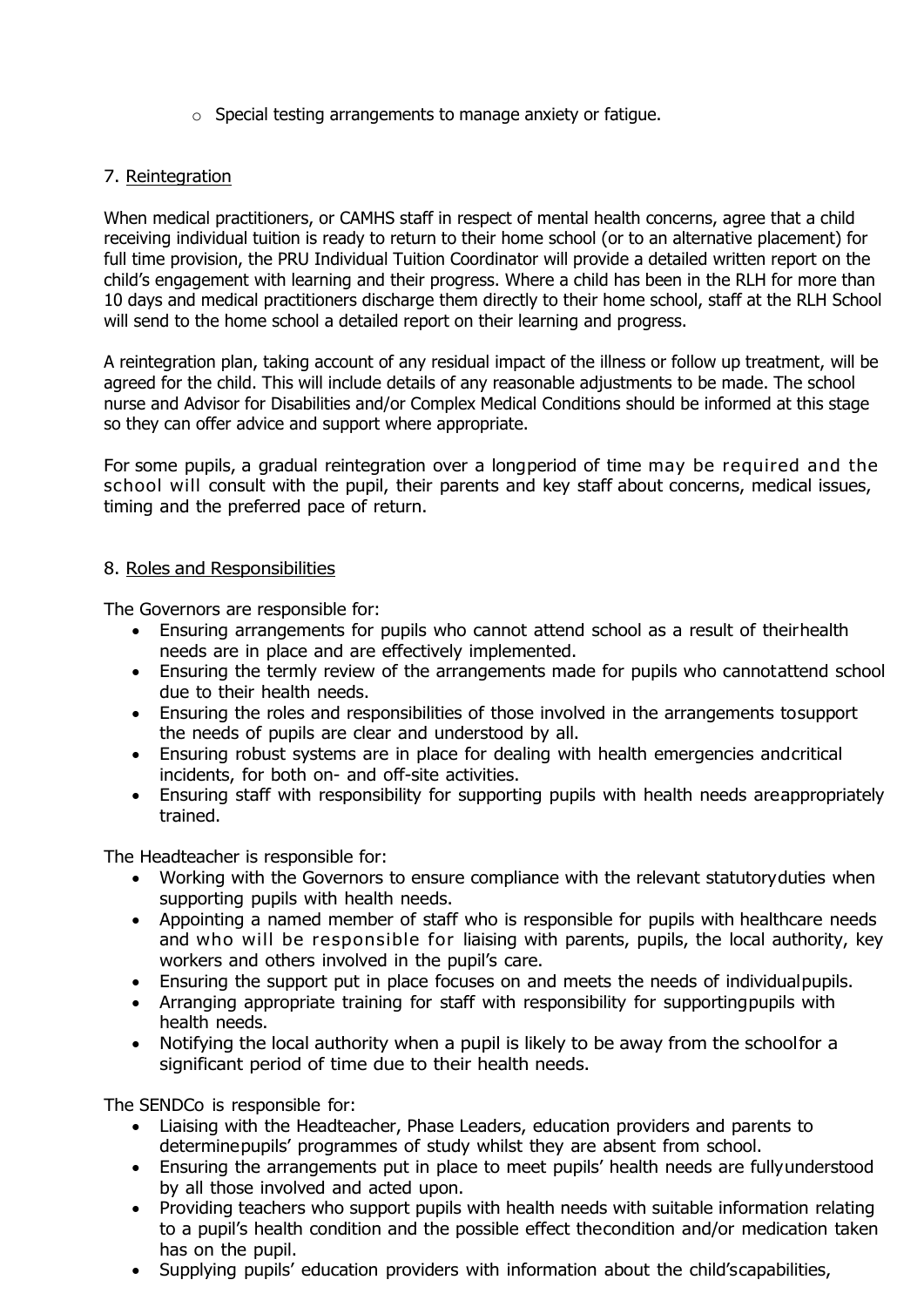- Special testing arrangements to manage anxiety or fatigue.

## 7. Reintegration

When medical practitioners, or CAMHS staff in respect of mental health concerns, agree that a child receiving individual tuition is ready to return to their home school (or to an alternative placement) for full time provision, the PRU Individual Tuition Coordinator will provide a detailed written report on the child's engagement with learning and their progress. Where a child has been in the RLH for more than 10 days and medical practitioners discharge them directly to their home school, staff at the RLH School will send to the home school a detailed report on their learning and progress.

A reintegration plan, taking account of any residual impact of the illness or follow up treatment, will be agreed for the child. This will include details of any reasonable adjustments to be made. The school nurse and Advisor for Disabilities and/or Complex Medical Conditions should be informed at this stage so they can offer advice and support where appropriate.

For some pupils, a gradual reintegration over a longperiod of time may be required and the school will consult with the pupil, their parents and key staff about concerns, medical issues, timing and the preferred pace of return.

## 8. Roles and Responsibilities

The Governors are responsible for:

- Ensuring arrangements for pupils who cannot attend school as a result of theirhealth needs are in place and are effectively implemented.
- Ensuring the termly review of the arrangements made for pupils who cannotattend school due to their health needs.
- Ensuring the roles and responsibilities of those involved in the arrangements tosupport the needs of pupils are clear and understood by all.
- Ensuring robust systems are in place for dealing with health emergencies andcritical incidents, for both on- and off-site activities.
- Ensuring staff with responsibility for supporting pupils with health needs areappropriately trained.

The Headteacher is responsible for:

- Working with the Governors to ensure compliance with the relevant statutoryduties when supporting pupils with health needs.
- Appointing a named member of staff who is responsible for pupils with healthcare needs and who will be responsible for liaising with parents, pupils, the local authority, key workers and others involved in the pupil's care.
- Ensuring the support put in place focuses on and meets the needs of individualpupils.
- Arranging appropriate training for staff with responsibility for supportingpupils with health needs.
- Notifying the local authority when a pupil is likely to be away from the schoolfor a significant period of time due to their health needs.

The SENDCo is responsible for:

- Liaising with the Headteacher, Phase Leaders, education providers and parents to determinepupils' programmes of study whilst they are absent from school.
- Ensuring the arrangements put in place to meet pupils' health needs are fullyunderstood by all those involved and acted upon.
- Providing teachers who support pupils with health needs with suitable information relating to a pupil's health condition and the possible effect thecondition and/or medication taken has on the pupil.
- Supplying pupils' education providers with information about the child'scapabilities,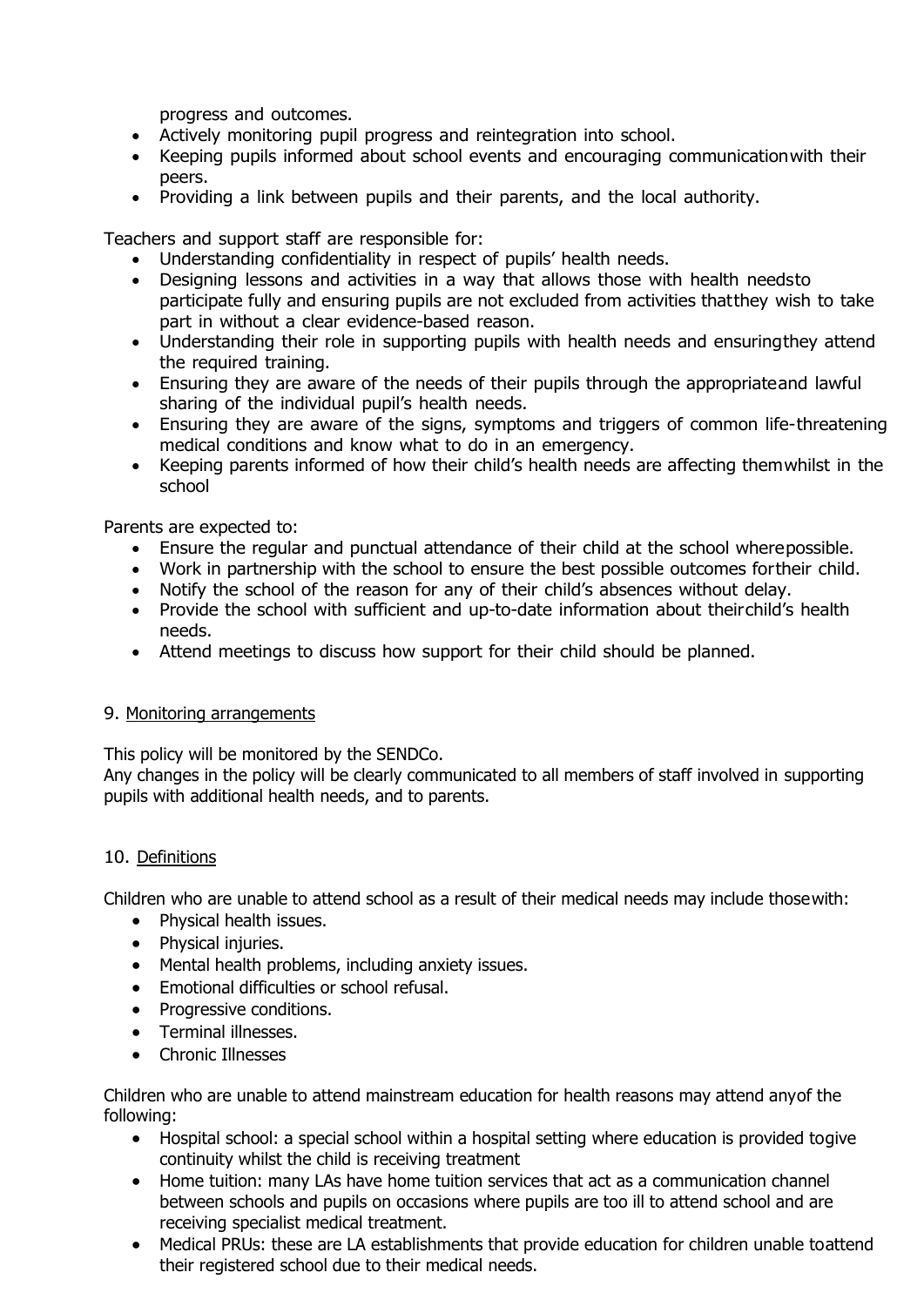progress and outcomes.

- Actively monitoring pupil progress and reintegration into school.
- Keeping pupils informed about school events and encouraging communication with their peers.
- Providing a link between pupils and their parents, and the local authority.

Teachers and support staff are responsible for:

- Understanding confidentiality in respect of pupils' health needs.
- Designing lessons and activities in a way that allows those with health needs to participate fully and ensuring pupils are not excluded from activities that they wish to take part in without a clear evidence-based reason.
- Understanding their role in supporting pupils with health needs and ensuring they attend the required training.
- Ensuring they are aware of the needs of their pupils through the appropriate and lawful sharing of the individual pupil's health needs.
- Ensuring they are aware of the signs, symptoms and triggers of common life-threatening medical conditions and know what to do in an emergency.
- Keeping parents informed of how their child's health needs are affecting them whilst in the school

Parents are expected to:

- Ensure the regular and punctual attendance of their child at the school where possible.
- Work in partnership with the school to ensure the best possible outcomes for their child.
- Notify the school of the reason for any of their child's absences without delay.
- Provide the school with sufficient and up-to-date information about their child's health needs.
- Attend meetings to discuss how support for their child should be planned.

## 9. Monitoring arrangements

This policy will be monitored by the SENDCo.
Any changes in the policy will be clearly communicated to all members of staff involved in supporting pupils with additional health needs, and to parents.

## 10. Definitions

Children who are unable to attend school as a result of their medical needs may include those with:

- Physical health issues.
- Physical injuries.
- Mental health problems, including anxiety issues.
- Emotional difficulties or school refusal.
- Progressive conditions.
- Terminal illnesses.
- Chronic Illnesses

Children who are unable to attend mainstream education for health reasons may attend any of the following:

- Hospital school: a special school within a hospital setting where education is provided to give continuity whilst the child is receiving treatment
- Home tuition: many LAs have home tuition services that act as a communication channel between schools and pupils on occasions where pupils are too ill to attend school and are receiving specialist medical treatment.
- Medical PRUs: these are LA establishments that provide education for children unable to attend their registered school due to their medical needs.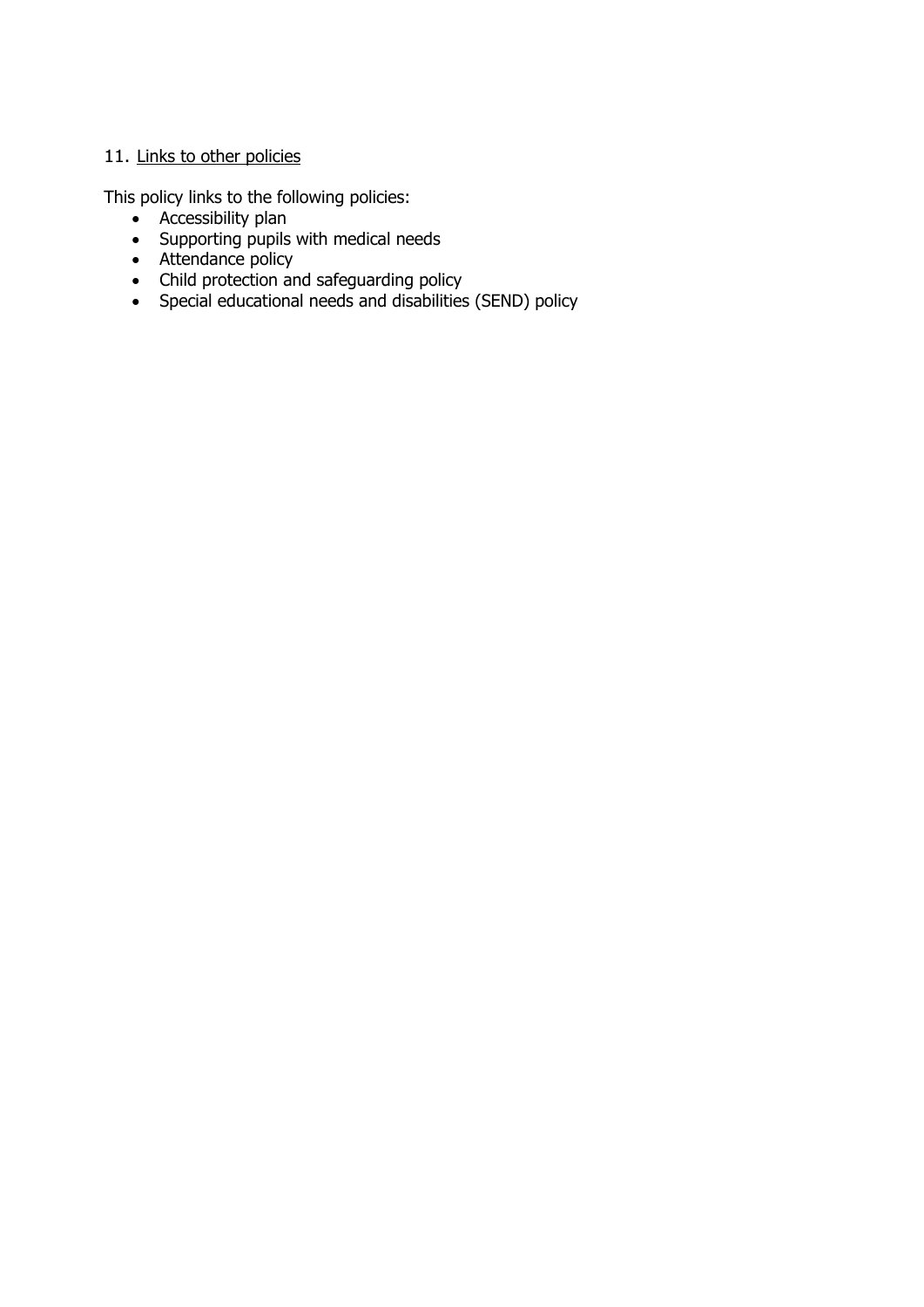## 11. Links to other policies

This policy links to the following policies:

- Accessibility plan
- Supporting pupils with medical needs
- Attendance policy
- Child protection and safeguarding policy
- Special educational needs and disabilities (SEND) policy